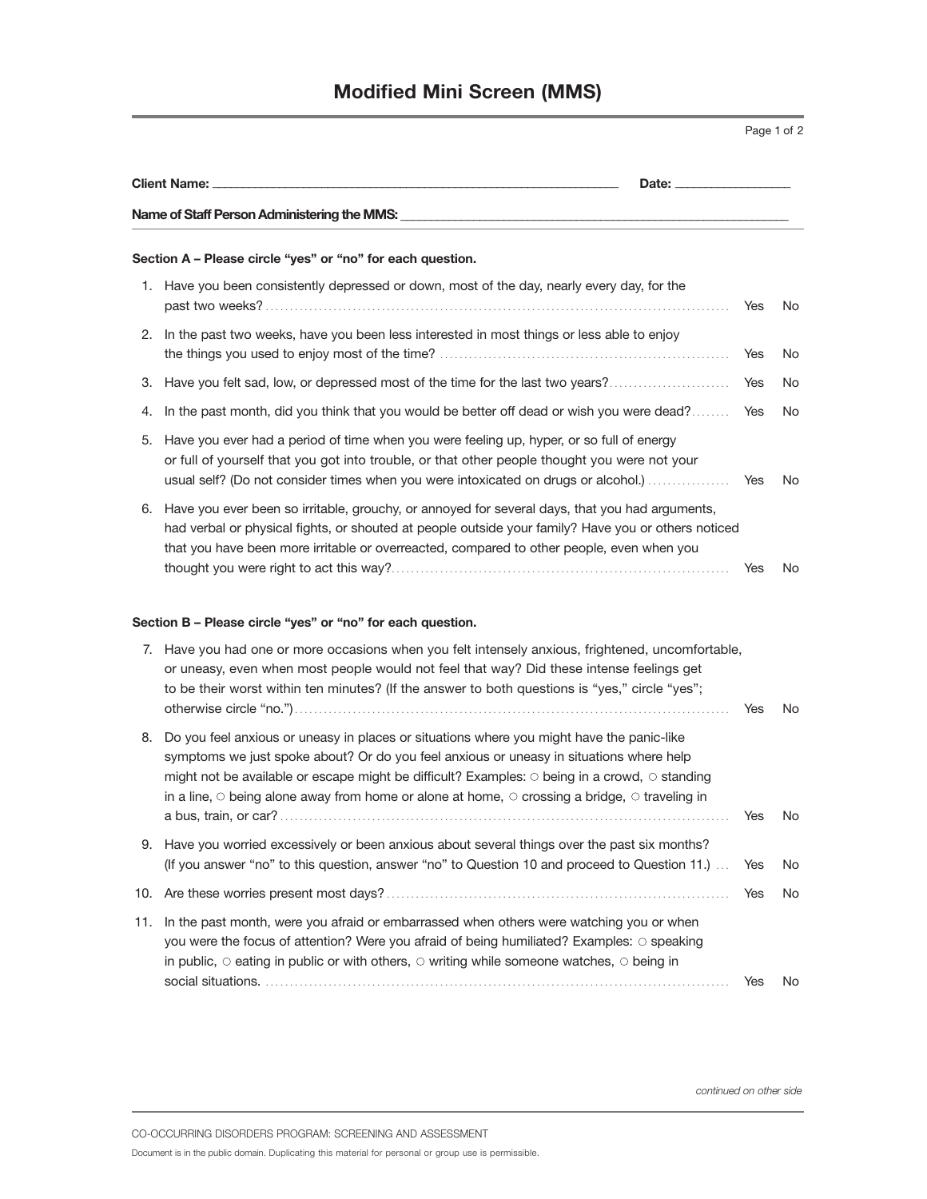# Modified Mini Screen (MMS)

**Client Name:** ____________________________________________ **Date:** ______________

**Name of Staff Person Administering the MMS:** ____________________________________________

**Section A – Please circle "yes" or "no" for each question.**

1. Have you been consistently depressed or down, most of the day, nearly every day, for the past two weeks? ........ Yes No
2. In the past two weeks, have you been less interested in most things or less able to enjoy the things you used to enjoy most of the time? ........ Yes No
3. Have you felt sad, low, or depressed most of the time for the last two years? ........ Yes No
4. In the past month, did you think that you would be better off dead or wish you were dead? ........ Yes No
5. Have you ever had a period of time when you were feeling up, hyper, or so full of energy or full of yourself that you got into trouble, or that other people thought you were not your usual self? (Do not consider times when you were intoxicated on drugs or alcohol.) ........ Yes No
6. Have you ever been so irritable, grouchy, or annoyed for several days, that you had arguments, had verbal or physical fights, or shouted at people outside your family? Have you or others noticed that you have been more irritable or overreacted, compared to other people, even when you thought you were right to act this way? ........ Yes No

**Section B – Please circle "yes" or "no" for each question.**

7. Have you had one or more occasions when you felt intensely anxious, frightened, uncomfortable, or uneasy, even when most people would not feel that way? Did these intense feelings get to be their worst within ten minutes? (If the answer to both questions is "yes," circle "yes"; otherwise circle "no.") ........ Yes No
8. Do you feel anxious or uneasy in places or situations where you might have the panic-like symptoms we just spoke about? Or do you feel anxious or uneasy in situations where help might not be available or escape might be difficult? Examples: ○ being in a crowd, ○ standing in a line, ○ being alone away from home or alone at home, ○ crossing a bridge, ○ traveling in a bus, train, or car? ........ Yes No
9. Have you worried excessively or been anxious about several things over the past six months? (If you answer "no" to this question, answer "no" to Question 10 and proceed to Question 11.) ........ Yes No
10. Are these worries present most days? ........ Yes No
11. In the past month, were you afraid or embarrassed when others were watching you or when you were the focus of attention? Were you afraid of being humiliated? Examples: ○ speaking in public, ○ eating in public or with others, ○ writing while someone watches, ○ being in social situations. ........ Yes No

*continued on other side*

CO-OCCURRING DISORDERS PROGRAM: SCREENING AND ASSESSMENT

Document is in the public domain. Duplicating this material for personal or group use is permissible.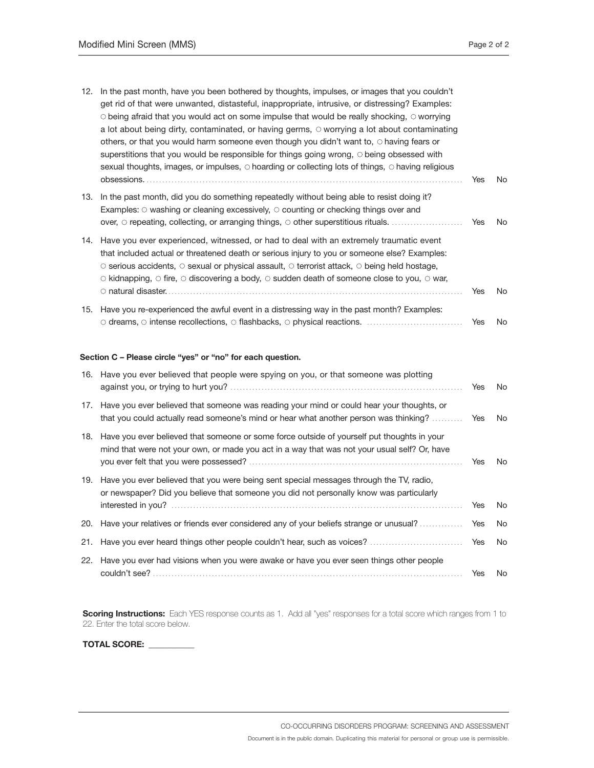12. In the past month, have you been bothered by thoughts, impulses, or images that you couldn't get rid of that were unwanted, distasteful, inappropriate, intrusive, or distressing? Examples: ○ being afraid that you would act on some impulse that would be really shocking, ○ worrying a lot about being dirty, contaminated, or having germs, ○ worrying a lot about contaminating others, or that you would harm someone even though you didn't want to, ○ having fears or superstitions that you would be responsible for things going wrong, ○ being obsessed with sexual thoughts, images, or impulses, ○ hoarding or collecting lots of things, ○ having religious obsessions. .......... Yes No

13. In the past month, did you do something repeatedly without being able to resist doing it? Examples: ○ washing or cleaning excessively, ○ counting or checking things over and over, ○ repeating, collecting, or arranging things, ○ other superstitious rituals. .......... Yes No

14. Have you ever experienced, witnessed, or had to deal with an extremely traumatic event that included actual or threatened death or serious injury to you or someone else? Examples: ○ serious accidents, ○ sexual or physical assault, ○ terrorist attack, ○ being held hostage, ○ kidnapping, ○ fire, ○ discovering a body, ○ sudden death of someone close to you, ○ war, ○ natural disaster. .......... Yes No

15. Have you re-experienced the awful event in a distressing way in the past month? Examples: ○ dreams, ○ intense recollections, ○ flashbacks, ○ physical reactions. .......... Yes No

**Section C – Please circle "yes" or "no" for each question.**

16. Have you ever believed that people were spying on you, or that someone was plotting against you, or trying to hurt you? .......... Yes No

17. Have you ever believed that someone was reading your mind or could hear your thoughts, or that you could actually read someone's mind or hear what another person was thinking? .......... Yes No

18. Have you ever believed that someone or some force outside of yourself put thoughts in your mind that were not your own, or made you act in a way that was not your usual self? Or, have you ever felt that you were possessed? .......... Yes No

19. Have you ever believed that you were being sent special messages through the TV, radio, or newspaper? Did you believe that someone you did not personally know was particularly interested in you? .......... Yes No

20. Have your relatives or friends ever considered any of your beliefs strange or unusual? .......... Yes No

21. Have you ever heard things other people couldn't hear, such as voices? .......... Yes No

22. Have you ever had visions when you were awake or have you ever seen things other people couldn't see? .......... Yes No

**Scoring Instructions:** Each YES response counts as 1. Add all "yes" responses for a total score which ranges from 1 to 22. Enter the total score below.

**TOTAL SCORE:** __________

CO-OCCURRING DISORDERS PROGRAM: SCREENING AND ASSESSMENT

Document is in the public domain. Duplicating this material for personal or group use is permissible.